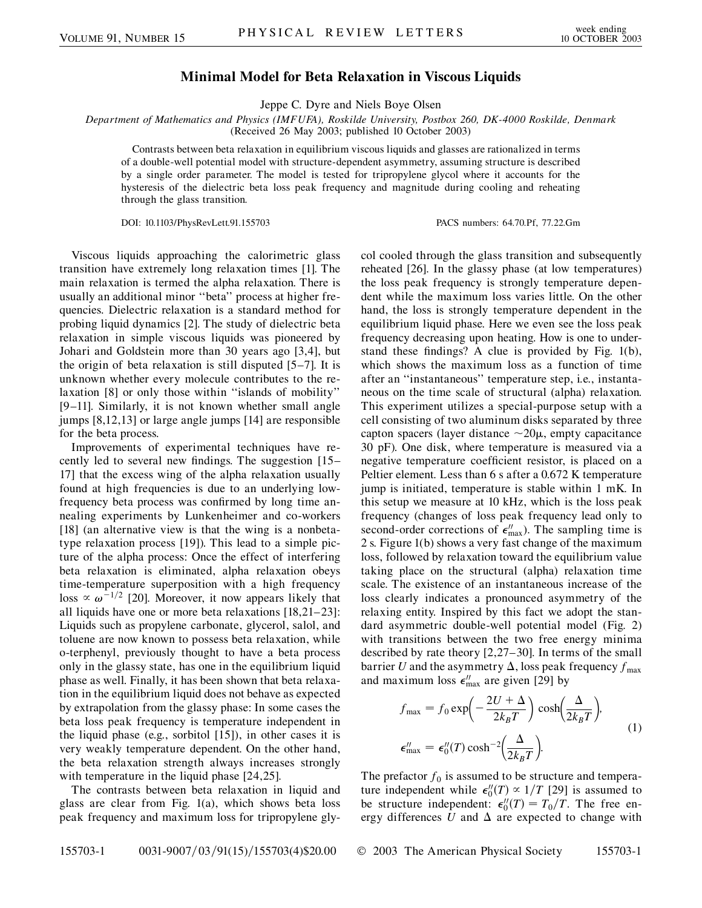# Minimal Model for Beta Relaxation in Viscous Liquids

Jeppe C. Dyre and Niels Boye Olsen

*Department of Mathematics and Physics (IMFUFA), Roskilde University, Postbox 260, DK-4000 Roskilde, Denmark*
(Received 26 May 2003; published 10 October 2003)

Contrasts between beta relaxation in equilibrium viscous liquids and glasses are rationalized in terms of a double-well potential model with structure-dependent asymmetry, assuming structure is described by a single order parameter. The model is tested for tripropylene glycol where it accounts for the hysteresis of the dielectric beta loss peak frequency and magnitude during cooling and reheating through the glass transition.

DOI: 10.1103/PhysRevLett.91.155703 PACS numbers: 64.70.Pf, 77.22.Gm

Viscous liquids approaching the calorimetric glass transition have extremely long relaxation times [1]. The main relaxation is termed the alpha relaxation. There is usually an additional minor ''beta'' process at higher frequencies. Dielectric relaxation is a standard method for probing liquid dynamics [2]. The study of dielectric beta relaxation in simple viscous liquids was pioneered by Johari and Goldstein more than 30 years ago [3,4], but the origin of beta relaxation is still disputed [5–7]. It is unknown whether every molecule contributes to the relaxation [8] or only those within ''islands of mobility'' [9–11]. Similarly, it is not known whether small angle jumps [8,12,13] or large angle jumps [14] are responsible for the beta process.

Improvements of experimental techniques have recently led to several new findings. The suggestion [15–17] that the excess wing of the alpha relaxation usually found at high frequencies is due to an underlying low-frequency beta process was confirmed by long time annealing experiments by Lunkenheimer and co-workers [18] (an alternative view is that the wing is a nonbeta-type relaxation process [19]). This lead to a simple picture of the alpha process: Once the effect of interfering beta relaxation is eliminated, alpha relaxation obeys time-temperature superposition with a high frequency loss $\propto \omega^{-1/2}$ [20]. Moreover, it now appears likely that all liquids have one or more beta relaxations [18,21–23]: Liquids such as propylene carbonate, glycerol, salol, and toluene are now known to possess beta relaxation, while o-terphenyl, previously thought to have a beta process only in the glassy state, has one in the equilibrium liquid phase as well. Finally, it has been shown that beta relaxation in the equilibrium liquid does not behave as expected by extrapolation from the glassy phase: In some cases the beta loss peak frequency is temperature independent in the liquid phase (e.g., sorbitol [15]), in other cases it is very weakly temperature dependent. On the other hand, the beta relaxation strength always increases strongly with temperature in the liquid phase [24,25].

The contrasts between beta relaxation in liquid and glass are clear from Fig. 1(a), which shows beta loss peak frequency and maximum loss for tripropylene glycol cooled through the glass transition and subsequently reheated [26]. In the glassy phase (at low temperatures) the loss peak frequency is strongly temperature dependent while the maximum loss varies little. On the other hand, the loss is strongly temperature dependent in the equilibrium liquid phase. Here we even see the loss peak frequency decreasing upon heating. How is one to understand these findings? A clue is provided by Fig. 1(b), which shows the maximum loss as a function of time after an ''instantaneous'' temperature step, i.e., instantaneous on the time scale of structural (alpha) relaxation. This experiment utilizes a special-purpose setup with a cell consisting of two aluminum disks separated by three capton spacers (layer distance $\sim 20\mu$, empty capacitance 30 pF). One disk, where temperature is measured via a negative temperature coefficient resistor, is placed on a Peltier element. Less than 6 s after a 0.672 K temperature jump is initiated, temperature is stable within 1 mK. In this setup we measure at 10 kHz, which is the loss peak frequency (changes of loss peak frequency lead only to second-order corrections of $\epsilon''_{\max}$). The sampling time is 2 s. Figure 1(b) shows a very fast change of the maximum loss, followed by relaxation toward the equilibrium value taking place on the structural (alpha) relaxation time scale. The existence of an instantaneous increase of the loss clearly indicates a pronounced asymmetry of the relaxing entity. Inspired by this fact we adopt the standard asymmetric double-well potential model (Fig. 2) with transitions between the two free energy minima described by rate theory [2,27–30]. In terms of the small barrier $U$ and the asymmetry $\Delta$, loss peak frequency $f_{\max}$ and maximum loss $\epsilon''_{\max}$ are given [29] by

$$
\begin{aligned}
f_{\max} &= f_0 \exp\left(-\frac{2U+\Delta}{2k_BT}\right)\cosh\left(\frac{\Delta}{2k_BT}\right), \\
\epsilon''_{\max} &= \epsilon''_0(T)\cosh^{-2}\left(\frac{\Delta}{2k_BT}\right).
\end{aligned}
\tag{1}
$$

The prefactor $f_0$ is assumed to be structure and temperature independent while $\epsilon''_0(T) \propto 1/T$ [29] is assumed to be structure independent: $\epsilon''_0(T) = T_0/T$. The free energy differences $U$ and $\Delta$ are expected to change with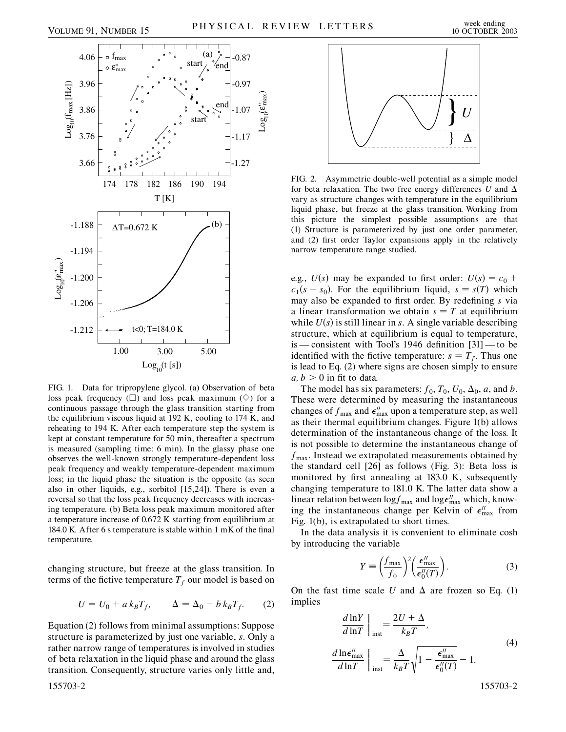FIG. 1. Data for tripropylene glycol. (a) Observation of beta loss peak frequency (□) and loss peak maximum (◇) for a continuous passage through the glass transition starting from the equilibrium viscous liquid at 192 K, cooling to 174 K, and reheating to 194 K. After each temperature step the system is kept at constant temperature for 50 min, thereafter a spectrum is measured (sampling time: 6 min). In the glassy phase one observes the well-known strongly temperature-dependent loss peak frequency and weakly temperature-dependent maximum loss; in the liquid phase the situation is the opposite (as seen also in other liquids, e.g., sorbitol [15,24]). There is even a reversal so that the loss peak frequency decreases with increasing temperature. (b) Beta loss peak maximum monitored after a temperature increase of 0.672 K starting from equilibrium at 184.0 K. After 6 s temperature is stable within 1 mK of the final temperature.

changing structure, but freeze at the glass transition. In terms of the fictive temperature $T_f$ our model is based on

$$U = U_0 + a\, k_B T_f, \qquad \Delta = \Delta_0 - b\, k_B T_f. \tag{2}$$

Equation (2) follows from minimal assumptions: Suppose structure is parameterized by just one variable, $s$. Only a rather narrow range of temperatures is involved in studies of beta relaxation in the liquid phase and around the glass transition. Consequently, structure varies only little and, e.g., $U(s)$ may be expanded to first order: $U(s) = c_0 + c_1(s - s_0)$. For the equilibrium liquid, $s = s(T)$ which may also be expanded to first order. By redefining $s$ via a linear transformation we obtain $s = T$ at equilibrium while $U(s)$ is still linear in $s$. A single variable describing structure, which at equilibrium is equal to temperature, is—consistent with Tool's 1946 definition [31]—to be identified with the fictive temperature: $s = T_f$. Thus one is lead to Eq. (2) where signs are chosen simply to ensure $a, b > 0$ in fit to data.

FIG. 2. Asymmetric double-well potential as a simple model for beta relaxation. The two free energy differences $U$ and $\Delta$ vary as structure changes with temperature in the equilibrium liquid phase, but freeze at the glass transition. Working from this picture the simplest possible assumptions are that (1) Structure is parameterized by just one order parameter, and (2) first order Taylor expansions apply in the relatively narrow temperature range studied.

The model has six parameters: $f_0$, $T_0$, $U_0$, $\Delta_0$, $a$, and $b$. These were determined by measuring the instantaneous changes of $f_{max}$ and $\epsilon''_{max}$ upon a temperature step, as well as their thermal equilibrium changes. Figure 1(b) allows determination of the instantaneous change of the loss. It is not possible to determine the instantaneous change of $f_{max}$. Instead we extrapolated measurements obtained by the standard cell [26] as follows (Fig. 3): Beta loss is monitored by first annealing at 183.0 K, subsequently changing temperature to 181.0 K. The latter data show a linear relation between $\log f_{max}$ and $\log \epsilon''_{max}$ which, knowing the instantaneous change per Kelvin of $\epsilon''_{max}$ from Fig. 1(b), is extrapolated to short times.

In the data analysis it is convenient to eliminate cosh by introducing the variable

$$Y \equiv \left(\frac{f_{max}}{f_0}\right)^2 \left(\frac{\epsilon''_{max}}{\epsilon''_0(T)}\right). \tag{3}$$

On the fast time scale $U$ and $\Delta$ are frozen so Eq. (1) implies

$$\left.\frac{d \ln Y}{d \ln T}\right|_{inst} = \frac{2U + \Delta}{k_B T},$$
$$\left.\frac{d \ln \epsilon''_{max}}{d \ln T}\right|_{inst} = \frac{\Delta}{k_B T}\sqrt{1 - \frac{\epsilon''_{max}}{\epsilon''_0(T)}} - 1. \tag{4}$$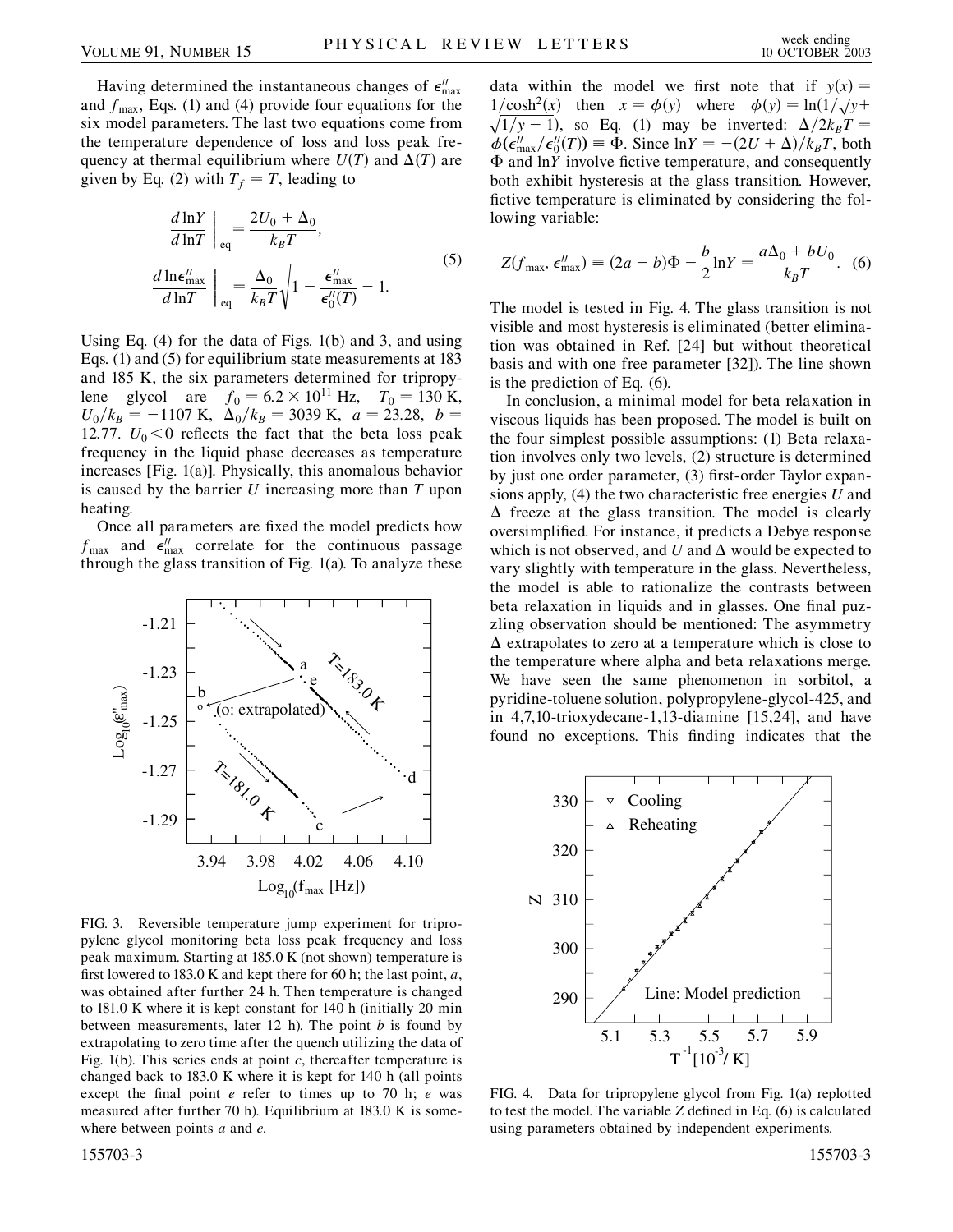Having determined the instantaneous changes of $\epsilon''_{\max}$ and $f_{\max}$, Eqs. (1) and (4) provide four equations for the six model parameters. The last two equations come from the temperature dependence of loss and loss peak frequency at thermal equilibrium where $U(T)$ and $\Delta(T)$ are given by Eq. (2) with $T_f = T$, leading to

$$\left.\frac{d\ln Y}{d\ln T}\right|_{\text{eq}} = \frac{2U_0 + \Delta_0}{k_B T},$$
$$\left.\frac{d\ln\epsilon''_{\max}}{d\ln T}\right|_{\text{eq}} = \frac{\Delta_0}{k_B T}\sqrt{1 - \frac{\epsilon''_{\max}}{\epsilon''_0(T)}} - 1. \tag{5}$$

Using Eq. (4) for the data of Figs. 1(b) and 3, and using Eqs. (1) and (5) for equilibrium state measurements at 183 and 185 K, the six parameters determined for tripropylene glycol are $f_0 = 6.2 \times 10^{11}$ Hz, $T_0 = 130$ K, $U_0/k_B = -1107$ K, $\Delta_0/k_B = 3039$ K, $a = 23.28$, $b = 12.77$. $U_0 < 0$ reflects the fact that the beta loss peak frequency in the liquid phase decreases as temperature increases [Fig. 1(a)]. Physically, this anomalous behavior is caused by the barrier $U$ increasing more than $T$ upon heating.

Once all parameters are fixed the model predicts how $f_{\max}$ and $\epsilon''_{\max}$ correlate for the continuous passage through the glass transition of Fig. 1(a). To analyze these data within the model we first note that if $y(x) = 1/\cosh^2(x)$ then $x = \phi(y)$ where $\phi(y) = \ln(1/\sqrt{y} + \sqrt{1/y - 1})$, so Eq. (1) may be inverted: $\Delta/2k_BT = \phi(\epsilon''_{\max}/\epsilon''_0(T)) \equiv \Phi$. Since $\ln Y = -(2U + \Delta)/k_BT$, both $\Phi$ and $\ln Y$ involve fictive temperature, and consequently both exhibit hysteresis at the glass transition. However, fictive temperature is eliminated by considering the following variable:

$$Z(f_{\max}, \epsilon''_{\max}) \equiv (2a - b)\Phi - \frac{b}{2}\ln Y = \frac{a\Delta_0 + bU_0}{k_B T}. \tag{6}$$

The model is tested in Fig. 4. The glass transition is not visible and most hysteresis is eliminated (better elimination was obtained in Ref. [24] but without theoretical basis and with one free parameter [32]). The line shown is the prediction of Eq. (6).

FIG. 3. Reversible temperature jump experiment for tripropylene glycol monitoring beta loss peak frequency and loss peak maximum. Starting at 185.0 K (not shown) temperature is first lowered to 183.0 K and kept there for 60 h; the last point, *a*, was obtained after further 24 h. Then temperature is changed to 181.0 K where it is kept constant for 140 h (initially 20 min between measurements, later 12 h). The point *b* is found by extrapolating to zero time after the quench utilizing the data of Fig. 1(b). This series ends at point *c*, thereafter temperature is changed back to 183.0 K where it is kept for 140 h (all points except the final point *e* refer to times up to 70 h; *e* was measured after further 70 h). Equilibrium at 183.0 K is somewhere between points *a* and *e*.

In conclusion, a minimal model for beta relaxation in viscous liquids has been proposed. The model is built on the four simplest possible assumptions: (1) Beta relaxation involves only two levels, (2) structure is determined by just one order parameter, (3) first-order Taylor expansions apply, (4) the two characteristic free energies $U$ and $\Delta$ freeze at the glass transition. The model is clearly oversimplified. For instance, it predicts a Debye response which is not observed, and $U$ and $\Delta$ would be expected to vary slightly with temperature in the glass. Nevertheless, the model is able to rationalize the contrasts between beta relaxation in liquids and in glasses. One final puzzling observation should be mentioned: The asymmetry $\Delta$ extrapolates to zero at a temperature which is close to the temperature where alpha and beta relaxations merge. We have seen the same phenomenon in sorbitol, a pyridine-toluene solution, polypropylene-glycol-425, and in 4,7,10-trioxydecane-1,13-diamine [15,24], and have found no exceptions. This finding indicates that the

FIG. 4. Data for tripropylene glycol from Fig. 1(a) replotted to test the model. The variable $Z$ defined in Eq. (6) is calculated using parameters obtained by independent experiments.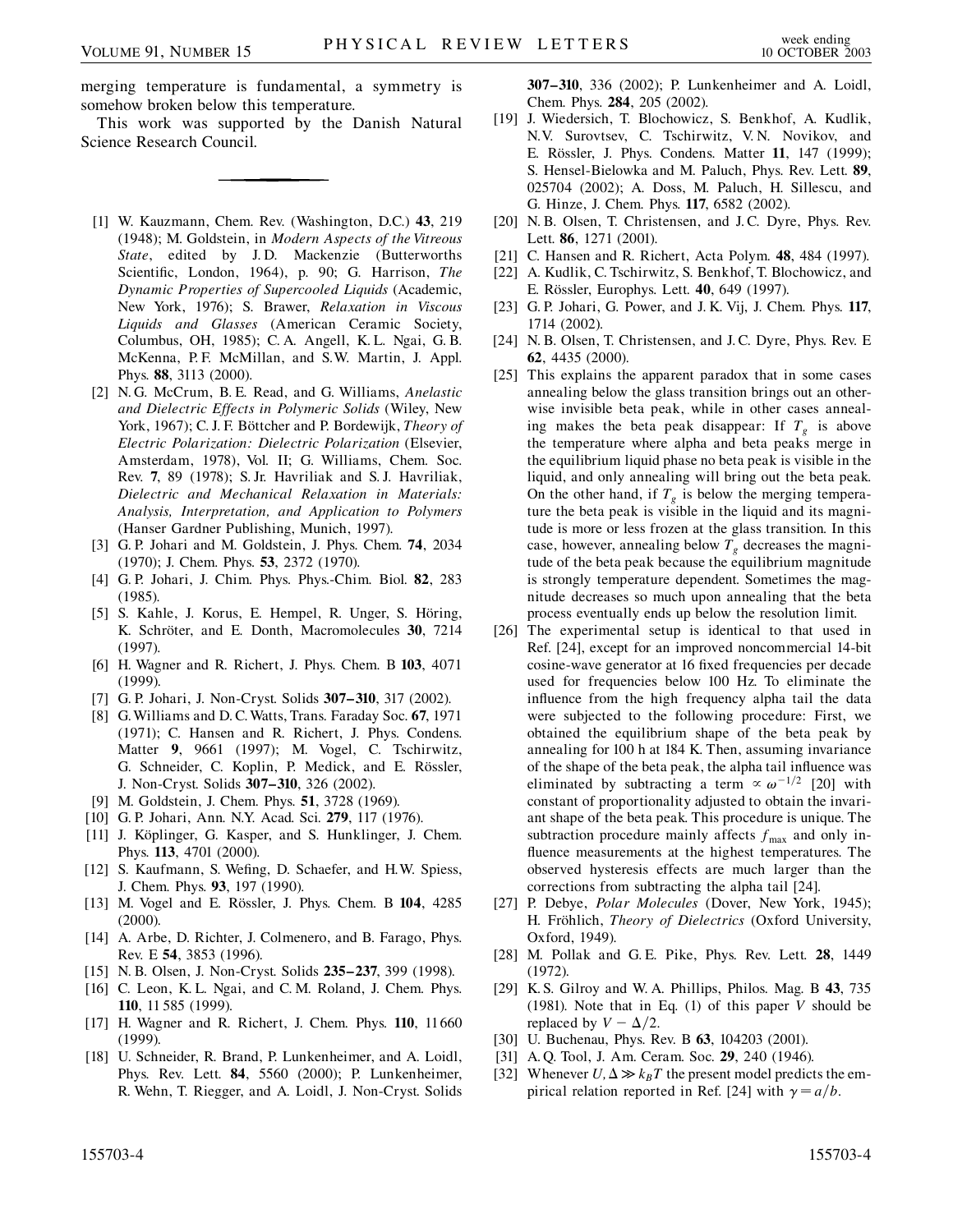merging temperature is fundamental, a symmetry is somehow broken below this temperature.

This work was supported by the Danish Natural Science Research Council.

---

- [1] W. Kauzmann, Chem. Rev. (Washington, D.C.) **43**, 219 (1948); M. Goldstein, in *Modern Aspects of the Vitreous State*, edited by J. D. Mackenzie (Butterworths Scientific, London, 1964), p. 90; G. Harrison, *The Dynamic Properties of Supercooled Liquids* (Academic, New York, 1976); S. Brawer, *Relaxation in Viscous Liquids and Glasses* (American Ceramic Society, Columbus, OH, 1985); C. A. Angell, K. L. Ngai, G. B. McKenna, P. F. McMillan, and S. W. Martin, J. Appl. Phys. **88**, 3113 (2000).
- [2] N. G. McCrum, B. E. Read, and G. Williams, *Anelastic and Dielectric Effects in Polymeric Solids* (Wiley, New York, 1967); C. J. F. Böttcher and P. Bordewijk, *Theory of Electric Polarization: Dielectric Polarization* (Elsevier, Amsterdam, 1978), Vol. II; G. Williams, Chem. Soc. Rev. **7**, 89 (1978); S. Jr. Havriliak and S. J. Havriliak, *Dielectric and Mechanical Relaxation in Materials: Analysis, Interpretation, and Application to Polymers* (Hanser Gardner Publishing, Munich, 1997).
- [3] G. P. Johari and M. Goldstein, J. Phys. Chem. **74**, 2034 (1970); J. Chem. Phys. **53**, 2372 (1970).
- [4] G. P. Johari, J. Chim. Phys. Phys.-Chim. Biol. **82**, 283 (1985).
- [5] S. Kahle, J. Korus, E. Hempel, R. Unger, S. Höring, K. Schröter, and E. Donth, Macromolecules **30**, 7214 (1997).
- [6] H. Wagner and R. Richert, J. Phys. Chem. B **103**, 4071 (1999).
- [7] G. P. Johari, J. Non-Cryst. Solids **307–310**, 317 (2002).
- [8] G. Williams and D. C. Watts, Trans. Faraday Soc. **67**, 1971 (1971); C. Hansen and R. Richert, J. Phys. Condens. Matter **9**, 9661 (1997); M. Vogel, C. Tschirwitz, G. Schneider, C. Koplin, P. Medick, and E. Rössler, J. Non-Cryst. Solids **307–310**, 326 (2002).
- [9] M. Goldstein, J. Chem. Phys. **51**, 3728 (1969).
- [10] G. P. Johari, Ann. N.Y. Acad. Sci. **279**, 117 (1976).
- [11] J. Köplinger, G. Kasper, and S. Hunklinger, J. Chem. Phys. **113**, 4701 (2000).
- [12] S. Kaufmann, S. Wefing, D. Schaefer, and H. W. Spiess, J. Chem. Phys. **93**, 197 (1990).
- [13] M. Vogel and E. Rössler, J. Phys. Chem. B **104**, 4285 (2000).
- [14] A. Arbe, D. Richter, J. Colmenero, and B. Farago, Phys. Rev. E **54**, 3853 (1996).
- [15] N. B. Olsen, J. Non-Cryst. Solids **235–237**, 399 (1998).
- [16] C. Leon, K. L. Ngai, and C. M. Roland, J. Chem. Phys. **110**, 11 585 (1999).
- [17] H. Wagner and R. Richert, J. Chem. Phys. **110**, 11 660 (1999).
- [18] U. Schneider, R. Brand, P. Lunkenheimer, and A. Loidl, Phys. Rev. Lett. **84**, 5560 (2000); P. Lunkenheimer, R. Wehn, T. Riegger, and A. Loidl, J. Non-Cryst. Solids **307–310**, 336 (2002); P. Lunkenheimer and A. Loidl, Chem. Phys. **284**, 205 (2002).
- [19] J. Wiedersich, T. Blochowicz, S. Benkhof, A. Kudlik, N. V. Surovtsev, C. Tschirwitz, V. N. Novikov, and E. Rössler, J. Phys. Condens. Matter **11**, 147 (1999); S. Hensel-Bielowka and M. Paluch, Phys. Rev. Lett. **89**, 025704 (2002); A. Doss, M. Paluch, H. Sillescu, and G. Hinze, J. Chem. Phys. **117**, 6582 (2002).
- [20] N. B. Olsen, T. Christensen, and J. C. Dyre, Phys. Rev. Lett. **86**, 1271 (2001).
- [21] C. Hansen and R. Richert, Acta Polym. **48**, 484 (1997).
- [22] A. Kudlik, C. Tschirwitz, S. Benkhof, T. Blochowicz, and E. Rössler, Europhys. Lett. **40**, 649 (1997).
- [23] G. P. Johari, G. Power, and J. K. Vij, J. Chem. Phys. **117**, 1714 (2002).
- [24] N. B. Olsen, T. Christensen, and J. C. Dyre, Phys. Rev. E **62**, 4435 (2000).
- [25] This explains the apparent paradox that in some cases annealing below the glass transition brings out an otherwise invisible beta peak, while in other cases annealing makes the beta peak disappear: If $T_g$ is above the temperature where alpha and beta peaks merge in the equilibrium liquid phase no beta peak is visible in the liquid, and only annealing will bring out the beta peak. On the other hand, if $T_g$ is below the merging temperature the beta peak is visible in the liquid and its magnitude is more or less frozen at the glass transition. In this case, however, annealing below $T_g$ decreases the magnitude of the beta peak because the equilibrium magnitude is strongly temperature dependent. Sometimes the magnitude decreases so much upon annealing that the beta process eventually ends up below the resolution limit.
- [26] The experimental setup is identical to that used in Ref. [24], except for an improved noncommercial 14-bit cosine-wave generator at 16 fixed frequencies per decade used for frequencies below 100 Hz. To eliminate the influence from the high frequency alpha tail the data were subjected to the following procedure: First, we obtained the equilibrium shape of the beta peak by annealing for 100 h at 184 K. Then, assuming invariance of the shape of the beta peak, the alpha tail influence was eliminated by subtracting a term $\propto \omega^{-1/2}$ [20] with constant of proportionality adjusted to obtain the invariant shape of the beta peak. This procedure is unique. The subtraction procedure mainly affects $f_{max}$ and only influence measurements at the highest temperatures. The observed hysteresis effects are much larger than the corrections from subtracting the alpha tail [24].
- [27] P. Debye, *Polar Molecules* (Dover, New York, 1945); H. Fröhlich, *Theory of Dielectrics* (Oxford University, Oxford, 1949).
- [28] M. Pollak and G. E. Pike, Phys. Rev. Lett. **28**, 1449 (1972).
- [29] K. S. Gilroy and W. A. Phillips, Philos. Mag. B **43**, 735 (1981). Note that in Eq. (1) of this paper $V$ should be replaced by $V - \Delta/2$.
- [30] U. Buchenau, Phys. Rev. B **63**, 104203 (2001).
- [31] A. Q. Tool, J. Am. Ceram. Soc. **29**, 240 (1946).
- [32] Whenever $U, \Delta \gg k_B T$ the present model predicts the empirical relation reported in Ref. [24] with $\gamma = a/b$.